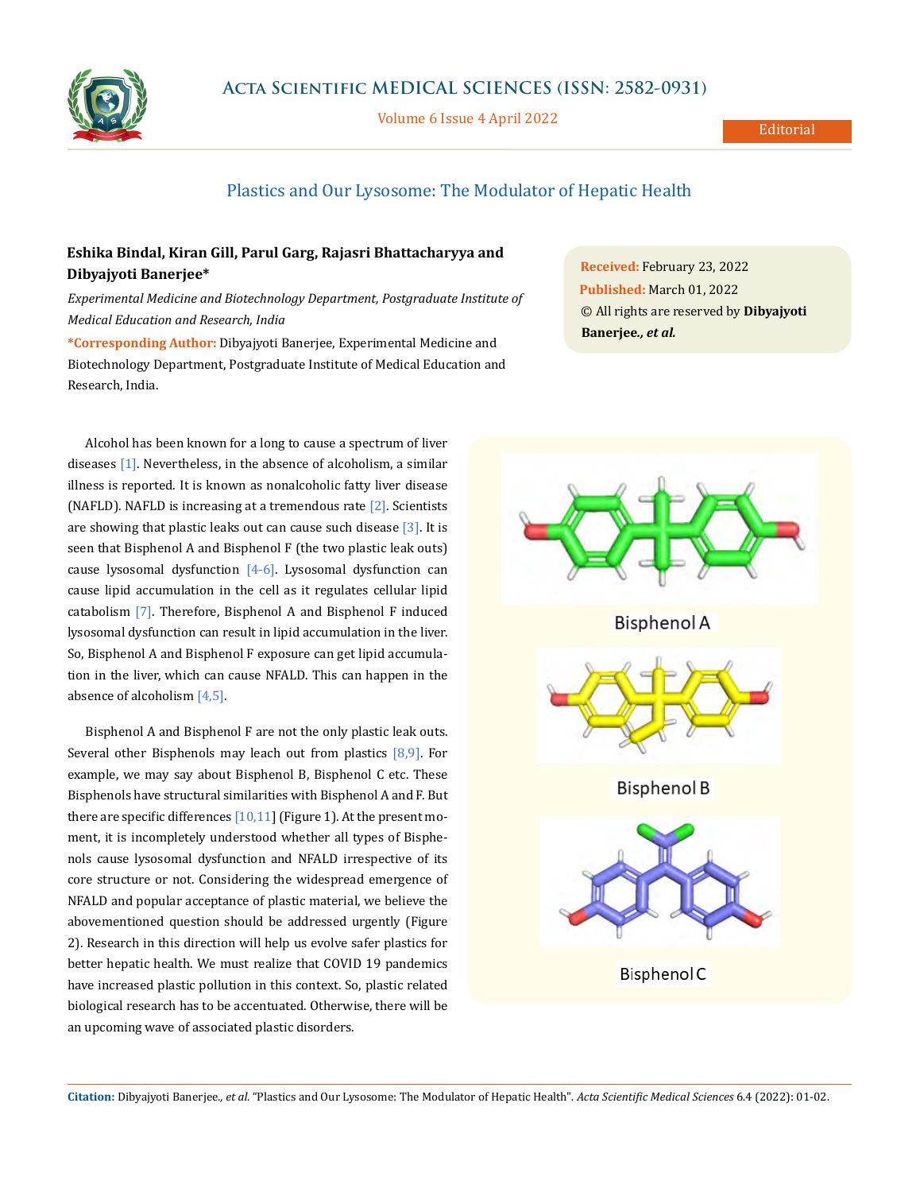# Plastics and Our Lysosome: The Modulator of Hepatic Health

**Eshika Bindal, Kiran Gill, Parul Garg, Rajasri Bhattacharyya and Dibyajyoti Banerjee***

*Experimental Medicine and Biotechnology Department, Postgraduate Institute of Medical Education and Research, India*

**\*Corresponding Author:** Dibyajyoti Banerjee, Experimental Medicine and Biotechnology Department, Postgraduate Institute of Medical Education and Research, India.

**Received:** February 23, 2022
**Published:** March 01, 2022
© All rights are reserved by **Dibyajyoti Banerjee., *et al.***

Alcohol has been known for a long to cause a spectrum of liver diseases [1]. Nevertheless, in the absence of alcoholism, a similar illness is reported. It is known as nonalcoholic fatty liver disease (NAFLD). NAFLD is increasing at a tremendous rate [2]. Scientists are showing that plastic leaks out can cause such disease [3]. It is seen that Bisphenol A and Bisphenol F (the two plastic leak outs) cause lysosomal dysfunction [4-6]. Lysosomal dysfunction can cause lipid accumulation in the cell as it regulates cellular lipid catabolism [7]. Therefore, Bisphenol A and Bisphenol F induced lysosomal dysfunction can result in lipid accumulation in the liver. So, Bisphenol A and Bisphenol F exposure can get lipid accumulation in the liver, which can cause NFALD. This can happen in the absence of alcoholism [4,5].

Bisphenol A and Bisphenol F are not the only plastic leak outs. Several other Bisphenols may leach out from plastics [8,9]. For example, we may say about Bisphenol B, Bisphenol C etc. These Bisphenols have structural similarities with Bisphenol A and F. But there are specific differences [10,11] (Figure 1). At the present moment, it is incompletely understood whether all types of Bisphenols cause lysosomal dysfunction and NFALD irrespective of its core structure or not. Considering the widespread emergence of NFALD and popular acceptance of plastic material, we believe the abovementioned question should be addressed urgently (Figure 2). Research in this direction will help us evolve safer plastics for better hepatic health. We must realize that COVID 19 pandemics have increased plastic pollution in this context. So, plastic related biological research has to be accentuated. Otherwise, there will be an upcoming wave of associated plastic disorders.

Bisphenol A

Bisphenol B

Bisphenol C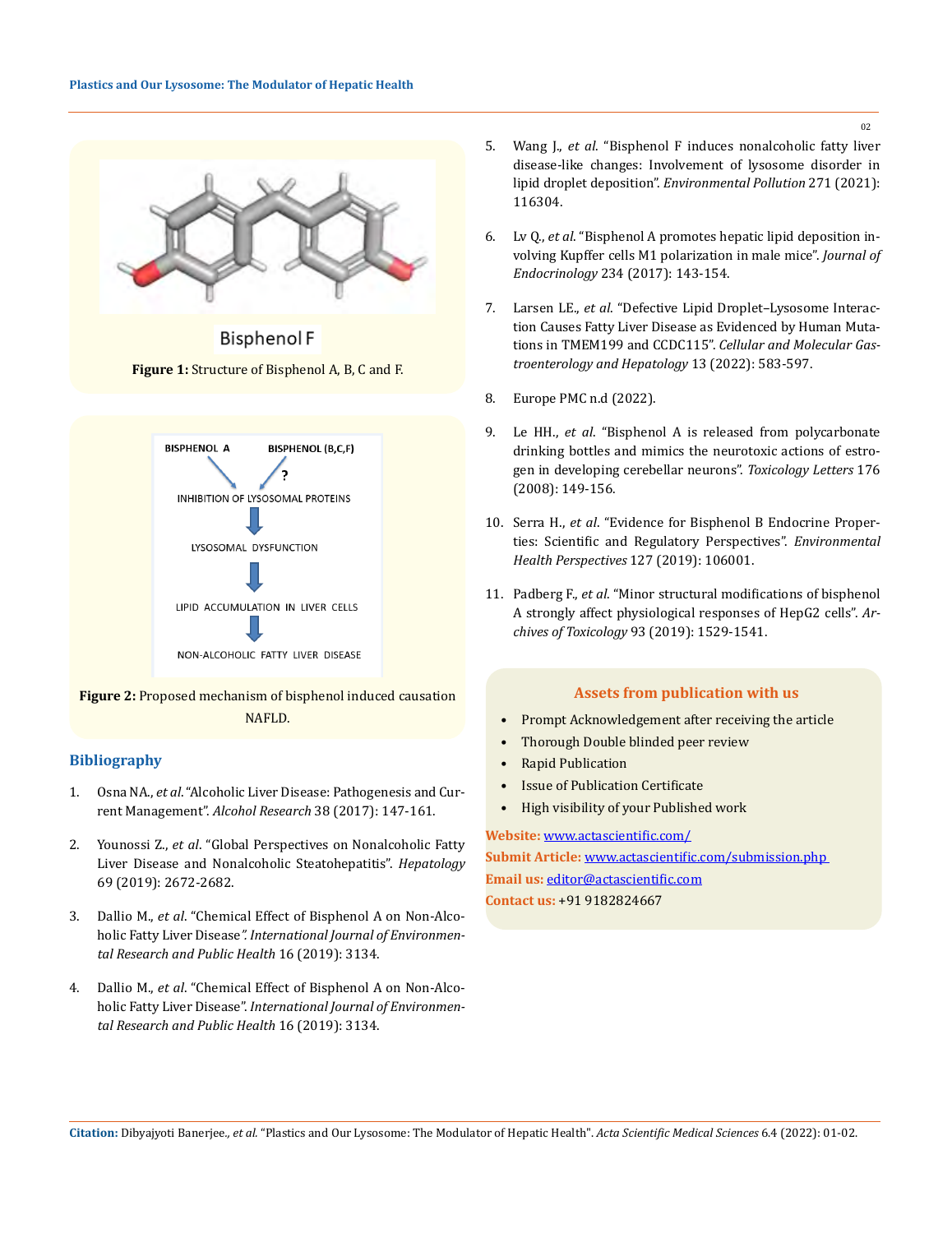Bisphenol F

**Figure 1:** Structure of Bisphenol A, B, C and F.

BISPHENOL A

BISPHENOL (B,C,F)

?

INHIBITION OF LYSOSOMAL PROTEINS

LYSOSOMAL DYSFUNCTION

LIPID ACCUMULATION IN LIVER CELLS

NON-ALCOHOLIC FATTY LIVER DISEASE

**Figure 2:** Proposed mechanism of bisphenol induced causation NAFLD.

## Bibliography

1. Osna NA., *et al*. "Alcoholic Liver Disease: Pathogenesis and Current Management". *Alcohol Research* 38 (2017): 147-161.

2. Younossi Z., *et al*. "Global Perspectives on Nonalcoholic Fatty Liver Disease and Nonalcoholic Steatohepatitis". *Hepatology* 69 (2019): 2672-2682.

3. Dallio M., *et al*. "Chemical Effect of Bisphenol A on Non-Alcoholic Fatty Liver Disease". *International Journal of Environmental Research and Public Health* 16 (2019): 3134.

4. Dallio M., *et al*. "Chemical Effect of Bisphenol A on Non-Alcoholic Fatty Liver Disease". *International Journal of Environmental Research and Public Health* 16 (2019): 3134.

5. Wang J., *et al*. "Bisphenol F induces nonalcoholic fatty liver disease-like changes: Involvement of lysosome disorder in lipid droplet deposition". *Environmental Pollution* 271 (2021): 116304.

6. Lv Q., *et al*. "Bisphenol A promotes hepatic lipid deposition involving Kupffer cells M1 polarization in male mice". *Journal of Endocrinology* 234 (2017): 143-154.

7. Larsen LE., *et al*. "Defective Lipid Droplet–Lysosome Interaction Causes Fatty Liver Disease as Evidenced by Human Mutations in TMEM199 and CCDC115". *Cellular and Molecular Gastroenterology and Hepatology* 13 (2022): 583-597.

8. Europe PMC n.d (2022).

9. Le HH., *et al*. "Bisphenol A is released from polycarbonate drinking bottles and mimics the neurotoxic actions of estrogen in developing cerebellar neurons". *Toxicology Letters* 176 (2008): 149-156.

10. Serra H., *et al*. "Evidence for Bisphenol B Endocrine Properties: Scientific and Regulatory Perspectives". *Environmental Health Perspectives* 127 (2019): 106001.

11. Padberg F., *et al*. "Minor structural modifications of bisphenol A strongly affect physiological responses of HepG2 cells". *Archives of Toxicology* 93 (2019): 1529-1541.

### Assets from publication with us

- Prompt Acknowledgement after receiving the article
- Thorough Double blinded peer review
- Rapid Publication
- Issue of Publication Certificate
- High visibility of your Published work

**Website:** www.actascientific.com/

**Submit Article:** www.actascientific.com/submission.php

**Email us:** editor@actascientific.com

**Contact us:** +91 9182824667

**Citation:** Dibyajyoti Banerjee., *et al*. "Plastics and Our Lysosome: The Modulator of Hepatic Health". *Acta Scientific Medical Sciences* 6.4 (2022): 01-02.